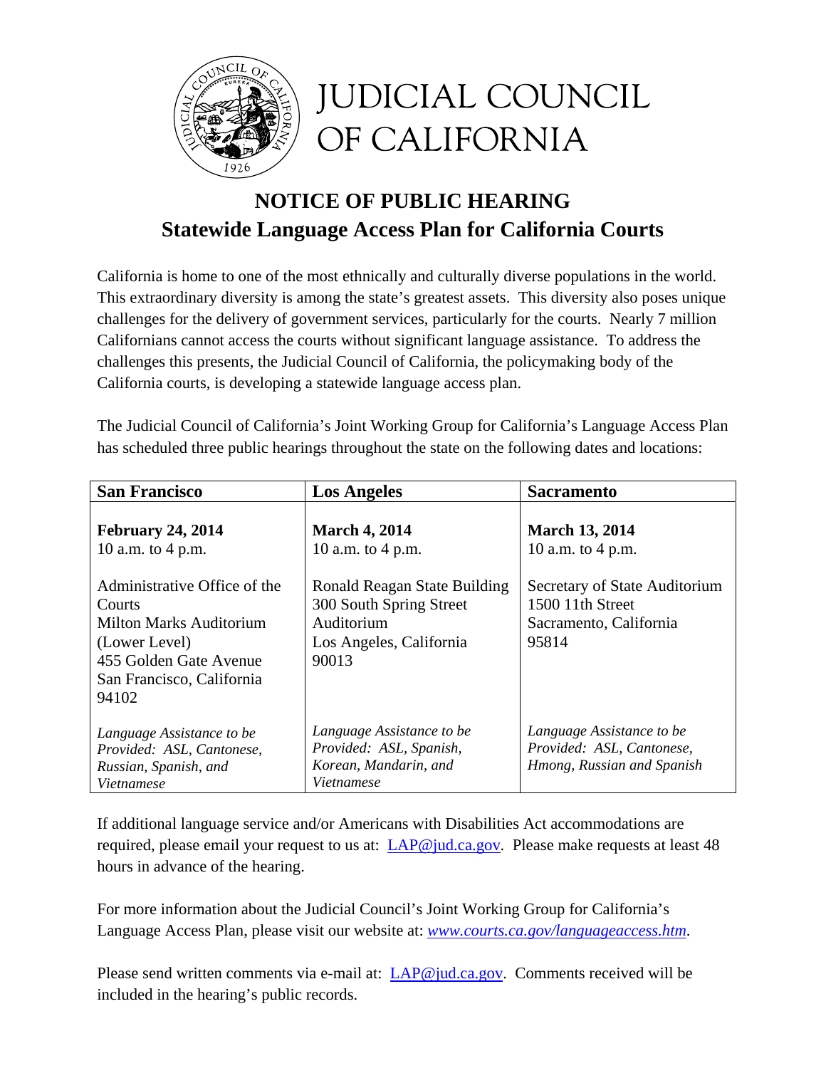# JUDICIAL COUNCIL OF CALIFORNIA

## NOTICE OF PUBLIC HEARING
## Statewide Language Access Plan for California Courts

California is home to one of the most ethnically and culturally diverse populations in the world. This extraordinary diversity is among the state's greatest assets. This diversity also poses unique challenges for the delivery of government services, particularly for the courts. Nearly 7 million Californians cannot access the courts without significant language assistance. To address the challenges this presents, the Judicial Council of California, the policymaking body of the California courts, is developing a statewide language access plan.

The Judicial Council of California's Joint Working Group for California's Language Access Plan has scheduled three public hearings throughout the state on the following dates and locations:

| **San Francisco** | **Los Angeles** | **Sacramento** |
|---|---|---|
| **February 24, 2014**<br>10 a.m. to 4 p.m. | **March 4, 2014**<br>10 a.m. to 4 p.m. | **March 13, 2014**<br>10 a.m. to 4 p.m. |
| Administrative Office of the Courts<br>Milton Marks Auditorium (Lower Level)<br>455 Golden Gate Avenue<br>San Francisco, California 94102 | Ronald Reagan State Building<br>300 South Spring Street<br>Auditorium<br>Los Angeles, California 90013 | Secretary of State Auditorium<br>1500 11th Street<br>Sacramento, California 95814 |
| *Language Assistance to be Provided: ASL, Cantonese, Russian, Spanish, and Vietnamese* | *Language Assistance to be Provided: ASL, Spanish, Korean, Mandarin, and Vietnamese* | *Language Assistance to be Provided: ASL, Cantonese, Hmong, Russian and Spanish* |

If additional language service and/or Americans with Disabilities Act accommodations are required, please email your request to us at: LAP@jud.ca.gov. Please make requests at least 48 hours in advance of the hearing.

For more information about the Judicial Council's Joint Working Group for California's Language Access Plan, please visit our website at: *www.courts.ca.gov/languageaccess.htm*.

Please send written comments via e-mail at: LAP@jud.ca.gov. Comments received will be included in the hearing's public records.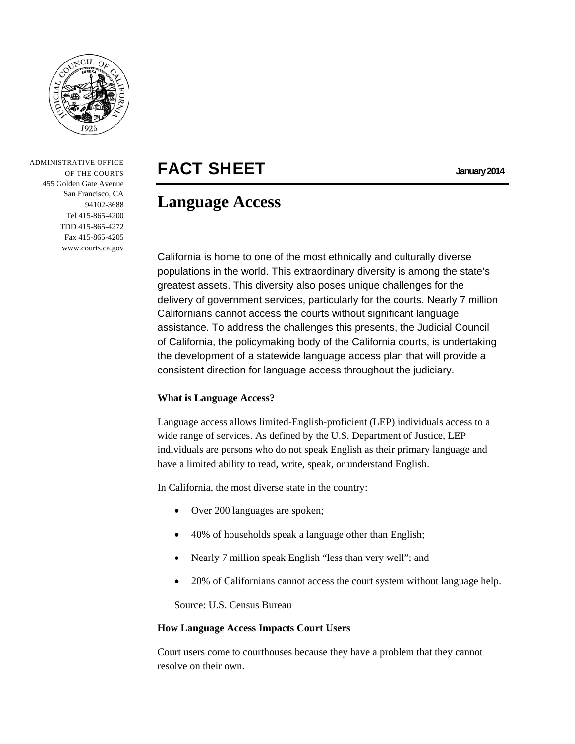ADMINISTRATIVE OFFICE OF THE COURTS
455 Golden Gate Avenue
San Francisco, CA
94102-3688
Tel 415-865-4200
TDD 415-865-4272
Fax 415-865-4205
www.courts.ca.gov

# FACT SHEET

January 2014

## Language Access

California is home to one of the most ethnically and culturally diverse populations in the world. This extraordinary diversity is among the state's greatest assets. This diversity also poses unique challenges for the delivery of government services, particularly for the courts. Nearly 7 million Californians cannot access the courts without significant language assistance. To address the challenges this presents, the Judicial Council of California, the policymaking body of the California courts, is undertaking the development of a statewide language access plan that will provide a consistent direction for language access throughout the judiciary.

**What is Language Access?**

Language access allows limited-English-proficient (LEP) individuals access to a wide range of services. As defined by the U.S. Department of Justice, LEP individuals are persons who do not speak English as their primary language and have a limited ability to read, write, speak, or understand English.

In California, the most diverse state in the country:

- Over 200 languages are spoken;
- 40% of households speak a language other than English;
- Nearly 7 million speak English "less than very well"; and
- 20% of Californians cannot access the court system without language help.

Source: U.S. Census Bureau

**How Language Access Impacts Court Users**

Court users come to courthouses because they have a problem that they cannot resolve on their own.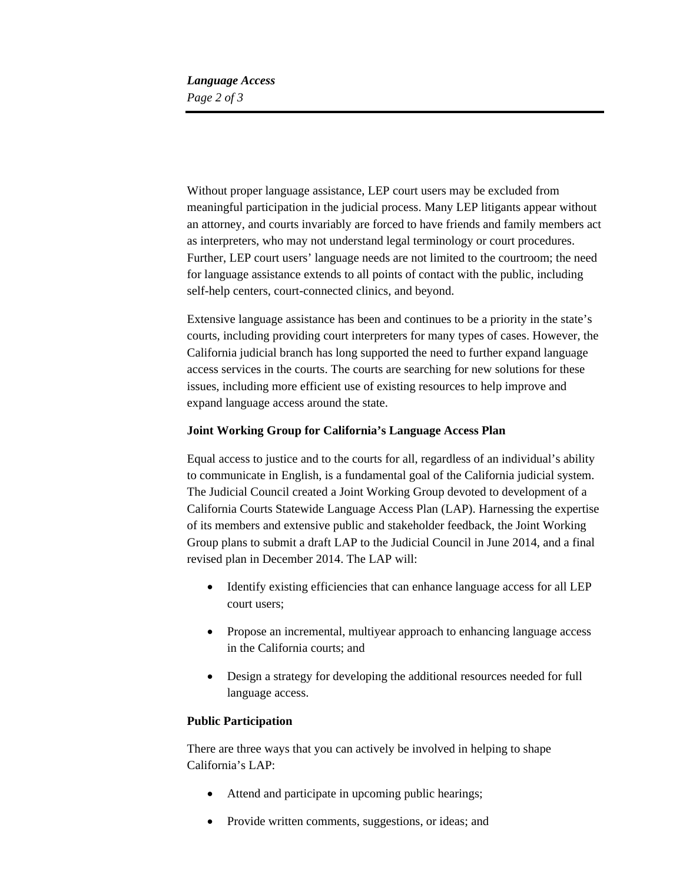Without proper language assistance, LEP court users may be excluded from meaningful participation in the judicial process. Many LEP litigants appear without an attorney, and courts invariably are forced to have friends and family members act as interpreters, who may not understand legal terminology or court procedures. Further, LEP court users' language needs are not limited to the courtroom; the need for language assistance extends to all points of contact with the public, including self-help centers, court-connected clinics, and beyond.

Extensive language assistance has been and continues to be a priority in the state's courts, including providing court interpreters for many types of cases. However, the California judicial branch has long supported the need to further expand language access services in the courts. The courts are searching for new solutions for these issues, including more efficient use of existing resources to help improve and expand language access around the state.

**Joint Working Group for California's Language Access Plan**

Equal access to justice and to the courts for all, regardless of an individual's ability to communicate in English, is a fundamental goal of the California judicial system. The Judicial Council created a Joint Working Group devoted to development of a California Courts Statewide Language Access Plan (LAP). Harnessing the expertise of its members and extensive public and stakeholder feedback, the Joint Working Group plans to submit a draft LAP to the Judicial Council in June 2014, and a final revised plan in December 2014. The LAP will:

- Identify existing efficiencies that can enhance language access for all LEP court users;
- Propose an incremental, multiyear approach to enhancing language access in the California courts; and
- Design a strategy for developing the additional resources needed for full language access.

**Public Participation**

There are three ways that you can actively be involved in helping to shape California's LAP:

- Attend and participate in upcoming public hearings;
- Provide written comments, suggestions, or ideas; and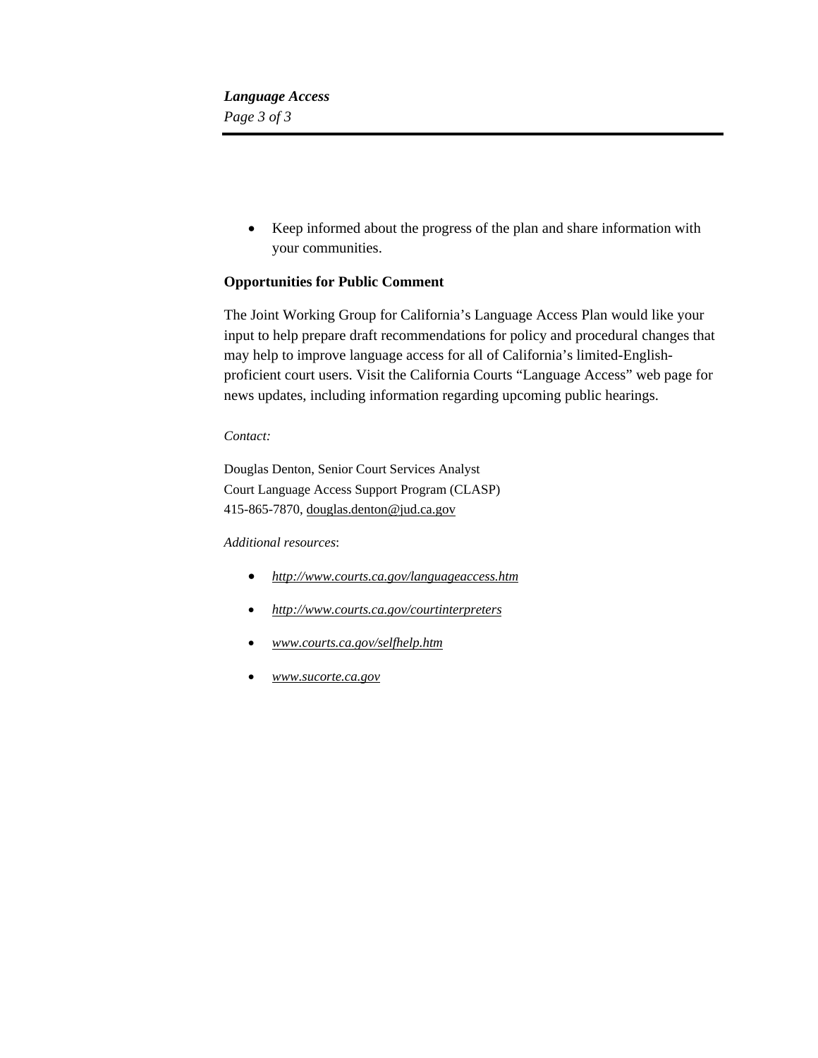- Keep informed about the progress of the plan and share information with your communities.

**Opportunities for Public Comment**

The Joint Working Group for California's Language Access Plan would like your input to help prepare draft recommendations for policy and procedural changes that may help to improve language access for all of California's limited-English-proficient court users. Visit the California Courts "Language Access" web page for news updates, including information regarding upcoming public hearings.

*Contact:*

Douglas Denton, Senior Court Services Analyst
Court Language Access Support Program (CLASP)
415-865-7870, douglas.denton@jud.ca.gov

*Additional resources*:

- *http://www.courts.ca.gov/languageaccess.htm*
- *http://www.courts.ca.gov/courtinterpreters*
- *www.courts.ca.gov/selfhelp.htm*
- *www.sucorte.ca.gov*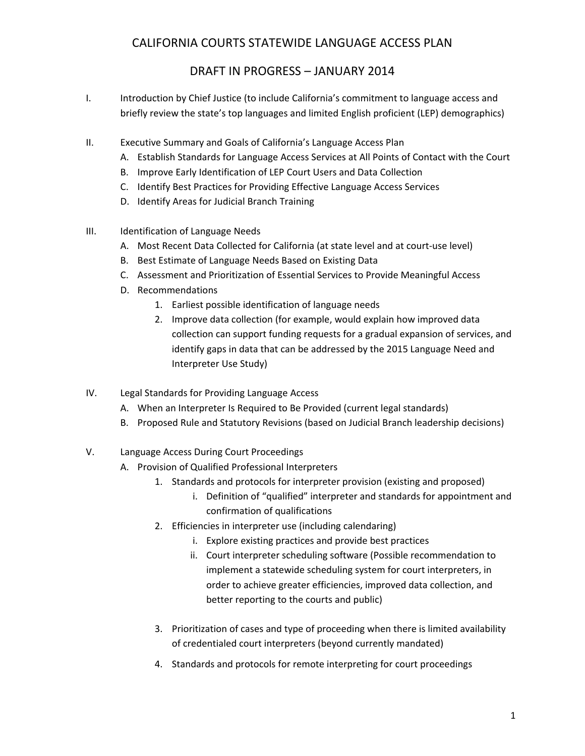# CALIFORNIA COURTS STATEWIDE LANGUAGE ACCESS PLAN

## DRAFT IN PROGRESS – JANUARY 2014

I. Introduction by Chief Justice (to include California's commitment to language access and briefly review the state's top languages and limited English proficient (LEP) demographics)

II. Executive Summary and Goals of California's Language Access Plan
   - A. Establish Standards for Language Access Services at All Points of Contact with the Court
   - B. Improve Early Identification of LEP Court Users and Data Collection
   - C. Identify Best Practices for Providing Effective Language Access Services
   - D. Identify Areas for Judicial Branch Training

III. Identification of Language Needs
   - A. Most Recent Data Collected for California (at state level and at court-use level)
   - B. Best Estimate of Language Needs Based on Existing Data
   - C. Assessment and Prioritization of Essential Services to Provide Meaningful Access
   - D. Recommendations
     1. Earliest possible identification of language needs
     2. Improve data collection (for example, would explain how improved data collection can support funding requests for a gradual expansion of services, and identify gaps in data that can be addressed by the 2015 Language Need and Interpreter Use Study)

IV. Legal Standards for Providing Language Access
   - A. When an Interpreter Is Required to Be Provided (current legal standards)
   - B. Proposed Rule and Statutory Revisions (based on Judicial Branch leadership decisions)

V. Language Access During Court Proceedings
   - A. Provision of Qualified Professional Interpreters
     1. Standards and protocols for interpreter provision (existing and proposed)
        - i. Definition of "qualified" interpreter and standards for appointment and confirmation of qualifications
     2. Efficiencies in interpreter use (including calendaring)
        - i. Explore existing practices and provide best practices
        - ii. Court interpreter scheduling software (Possible recommendation to implement a statewide scheduling system for court interpreters, in order to achieve greater efficiencies, improved data collection, and better reporting to the courts and public)
     3. Prioritization of cases and type of proceeding when there is limited availability of credentialed court interpreters (beyond currently mandated)
     4. Standards and protocols for remote interpreting for court proceedings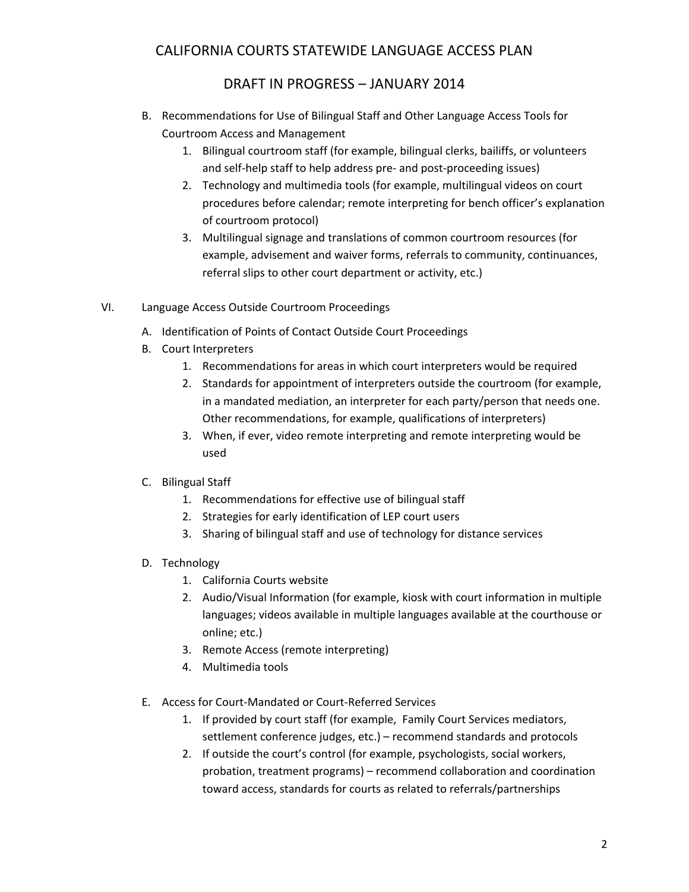B. Recommendations for Use of Bilingual Staff and Other Language Access Tools for Courtroom Access and Management
   1. Bilingual courtroom staff (for example, bilingual clerks, bailiffs, or volunteers and self-help staff to help address pre- and post-proceeding issues)
   2. Technology and multimedia tools (for example, multilingual videos on court procedures before calendar; remote interpreting for bench officer's explanation of courtroom protocol)
   3. Multilingual signage and translations of common courtroom resources (for example, advisement and waiver forms, referrals to community, continuances, referral slips to other court department or activity, etc.)

VI. Language Access Outside Courtroom Proceedings

A. Identification of Points of Contact Outside Court Proceedings

B. Court Interpreters
   1. Recommendations for areas in which court interpreters would be required
   2. Standards for appointment of interpreters outside the courtroom (for example, in a mandated mediation, an interpreter for each party/person that needs one. Other recommendations, for example, qualifications of interpreters)
   3. When, if ever, video remote interpreting and remote interpreting would be used

C. Bilingual Staff
   1. Recommendations for effective use of bilingual staff
   2. Strategies for early identification of LEP court users
   3. Sharing of bilingual staff and use of technology for distance services

D. Technology
   1. California Courts website
   2. Audio/Visual Information (for example, kiosk with court information in multiple languages; videos available in multiple languages available at the courthouse or online; etc.)
   3. Remote Access (remote interpreting)
   4. Multimedia tools

E. Access for Court-Mandated or Court-Referred Services
   1. If provided by court staff (for example, Family Court Services mediators, settlement conference judges, etc.) – recommend standards and protocols
   2. If outside the court's control (for example, psychologists, social workers, probation, treatment programs) – recommend collaboration and coordination toward access, standards for courts as related to referrals/partnerships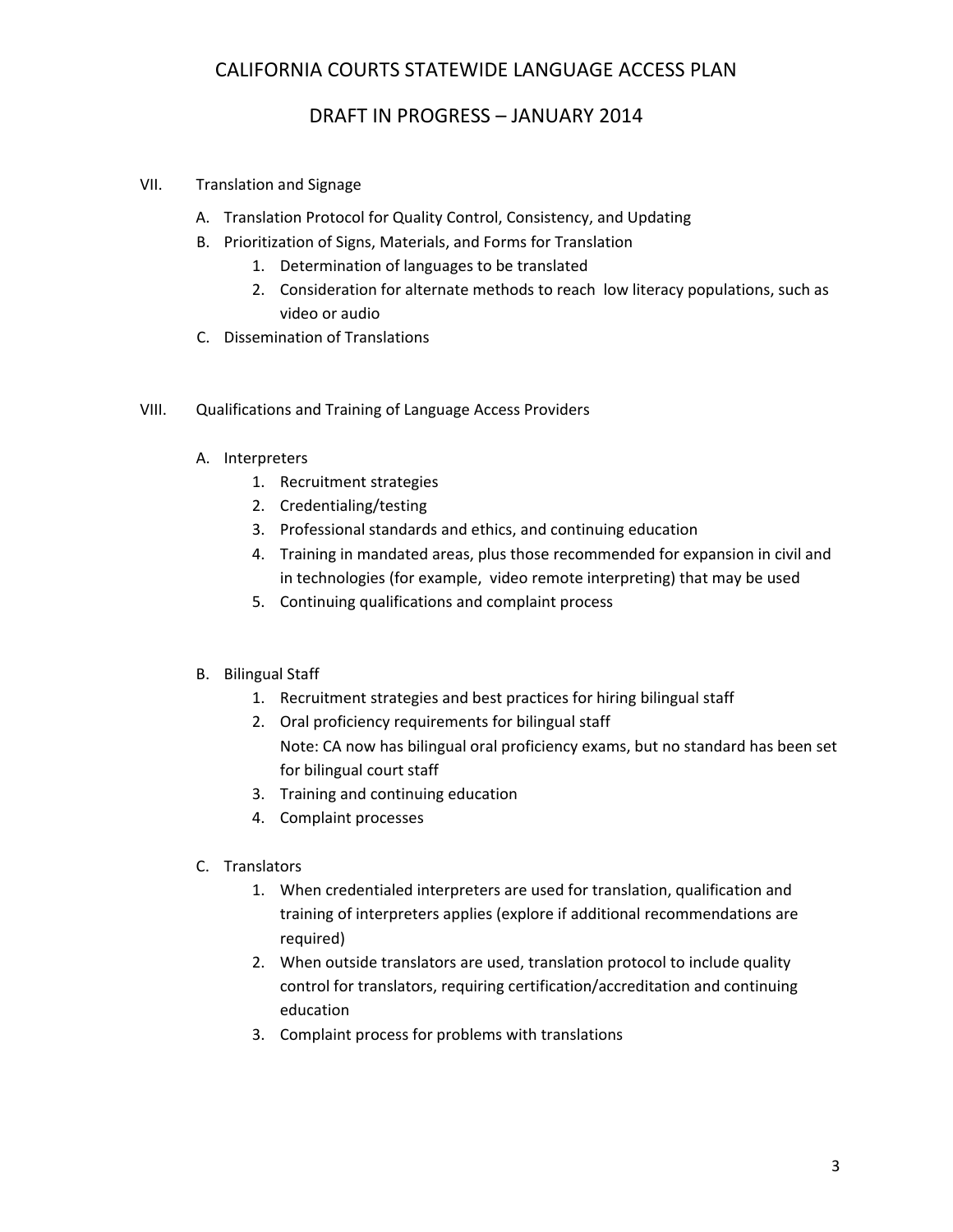VII. Translation and Signage

A. Translation Protocol for Quality Control, Consistency, and Updating

B. Prioritization of Signs, Materials, and Forms for Translation

1. Determination of languages to be translated
2. Consideration for alternate methods to reach low literacy populations, such as video or audio

C. Dissemination of Translations

VIII. Qualifications and Training of Language Access Providers

A. Interpreters

1. Recruitment strategies
2. Credentialing/testing
3. Professional standards and ethics, and continuing education
4. Training in mandated areas, plus those recommended for expansion in civil and in technologies (for example, video remote interpreting) that may be used
5. Continuing qualifications and complaint process

B. Bilingual Staff

1. Recruitment strategies and best practices for hiring bilingual staff
2. Oral proficiency requirements for bilingual staff
   Note: CA now has bilingual oral proficiency exams, but no standard has been set for bilingual court staff
3. Training and continuing education
4. Complaint processes

C. Translators

1. When credentialed interpreters are used for translation, qualification and training of interpreters applies (explore if additional recommendations are required)
2. When outside translators are used, translation protocol to include quality control for translators, requiring certification/accreditation and continuing education
3. Complaint process for problems with translations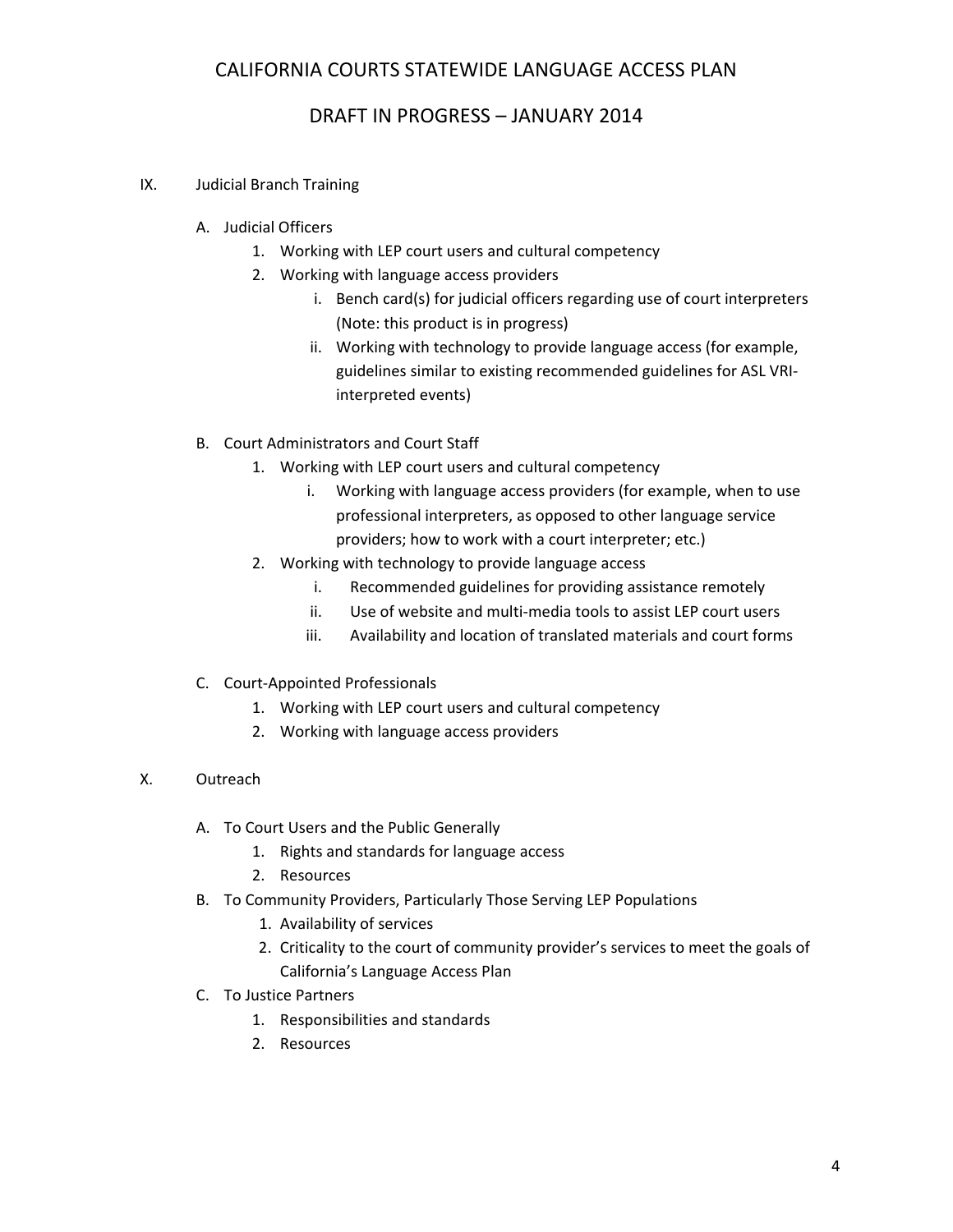IX. Judicial Branch Training

A. Judicial Officers
   1. Working with LEP court users and cultural competency
   2. Working with language access providers
      i. Bench card(s) for judicial officers regarding use of court interpreters (Note: this product is in progress)
      ii. Working with technology to provide language access (for example, guidelines similar to existing recommended guidelines for ASL VRI-interpreted events)

B. Court Administrators and Court Staff
   1. Working with LEP court users and cultural competency
      i. Working with language access providers (for example, when to use professional interpreters, as opposed to other language service providers; how to work with a court interpreter; etc.)
   2. Working with technology to provide language access
      i. Recommended guidelines for providing assistance remotely
      ii. Use of website and multi-media tools to assist LEP court users
      iii. Availability and location of translated materials and court forms

C. Court-Appointed Professionals
   1. Working with LEP court users and cultural competency
   2. Working with language access providers

X. Outreach

A. To Court Users and the Public Generally
   1. Rights and standards for language access
   2. Resources

B. To Community Providers, Particularly Those Serving LEP Populations
   1. Availability of services
   2. Criticality to the court of community provider's services to meet the goals of California's Language Access Plan

C. To Justice Partners
   1. Responsibilities and standards
   2. Resources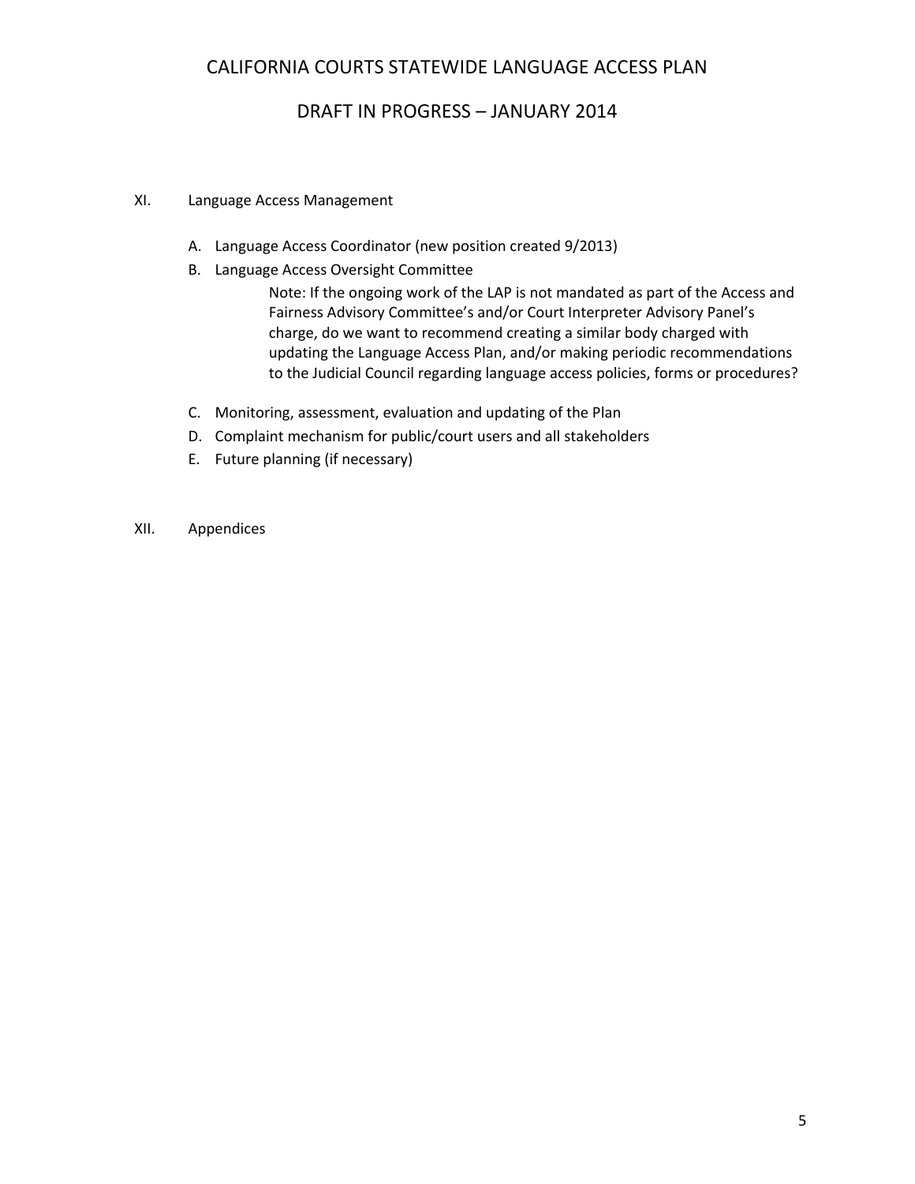XI. Language Access Management

A. Language Access Coordinator (new position created 9/2013)
B. Language Access Oversight Committee

   Note: If the ongoing work of the LAP is not mandated as part of the Access and Fairness Advisory Committee's and/or Court Interpreter Advisory Panel's charge, do we want to recommend creating a similar body charged with updating the Language Access Plan, and/or making periodic recommendations to the Judicial Council regarding language access policies, forms or procedures?

C. Monitoring, assessment, evaluation and updating of the Plan
D. Complaint mechanism for public/court users and all stakeholders
E. Future planning (if necessary)

XII. Appendices